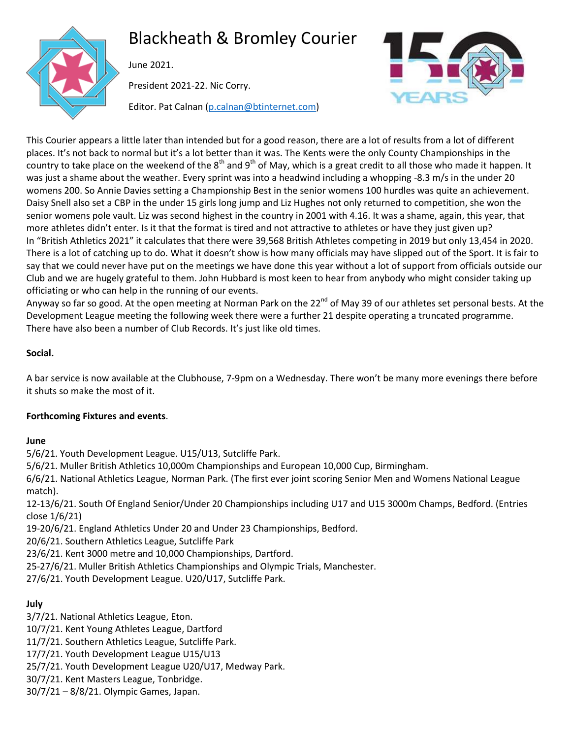# Blackheath & Bromley Courier

June 2021.

President 2021-22. Nic Corry.

Editor. Pat Calnan (p.calnan@btinternet.com)

This Courier appears a little later than intended but for a good reason, there are a lot of results from a lot of different places. It's not back to normal but it's a lot better than it was. The Kents were the only County Championships in the country to take place on the weekend of the 8th and 9th of May, which is a great credit to all those who made it happen. It was just a shame about the weather. Every sprint was into a headwind including a whopping -8.3 m/s in the under 20 womens 200. So Annie Davies setting a Championship Best in the senior womens 100 hurdles was quite an achievement. Daisy Snell also set a CBP in the under 15 girls long jump and Liz Hughes not only returned to competition, she won the senior womens pole vault. Liz was second highest in the country in 2001 with 4.16. It was a shame, again, this year, that more athletes didn't enter. Is it that the format is tired and not attractive to athletes or have they just given up? In "British Athletics 2021" it calculates that there were 39,568 British Athletes competing in 2019 but only 13,454 in 2020. There is a lot of catching up to do. What it doesn't show is how many officials may have slipped out of the Sport. It is fair to say that we could never have put on the meetings we have done this year without a lot of support from officials outside our Club and we are hugely grateful to them. John Hubbard is most keen to hear from anybody who might consider taking up officiating or who can help in the running of our events.

Anyway so far so good. At the open meeting at Norman Park on the 22nd of May 39 of our athletes set personal bests. At the Development League meeting the following week there were a further 21 despite operating a truncated programme. There have also been a number of Club Records. It's just like old times.

**Social.**

A bar service is now available at the Clubhouse, 7-9pm on a Wednesday. There won't be many more evenings there before it shuts so make the most of it.

**Forthcoming Fixtures and events**.

**June**

5/6/21. Youth Development League. U15/U13, Sutcliffe Park.
5/6/21. Muller British Athletics 10,000m Championships and European 10,000 Cup, Birmingham.
6/6/21. National Athletics League, Norman Park. (The first ever joint scoring Senior Men and Womens National League match).
12-13/6/21. South Of England Senior/Under 20 Championships including U17 and U15 3000m Champs, Bedford. (Entries close 1/6/21)
19-20/6/21. England Athletics Under 20 and Under 23 Championships, Bedford.
20/6/21. Southern Athletics League, Sutcliffe Park
23/6/21. Kent 3000 metre and 10,000 Championships, Dartford.
25-27/6/21. Muller British Athletics Championships and Olympic Trials, Manchester.
27/6/21. Youth Development League. U20/U17, Sutcliffe Park.

**July**

3/7/21. National Athletics League, Eton.
10/7/21. Kent Young Athletes League, Dartford
11/7/21. Southern Athletics League, Sutcliffe Park.
17/7/21. Youth Development League U15/U13
25/7/21. Youth Development League U20/U17, Medway Park.
30/7/21. Kent Masters League, Tonbridge.
30/7/21 – 8/8/21. Olympic Games, Japan.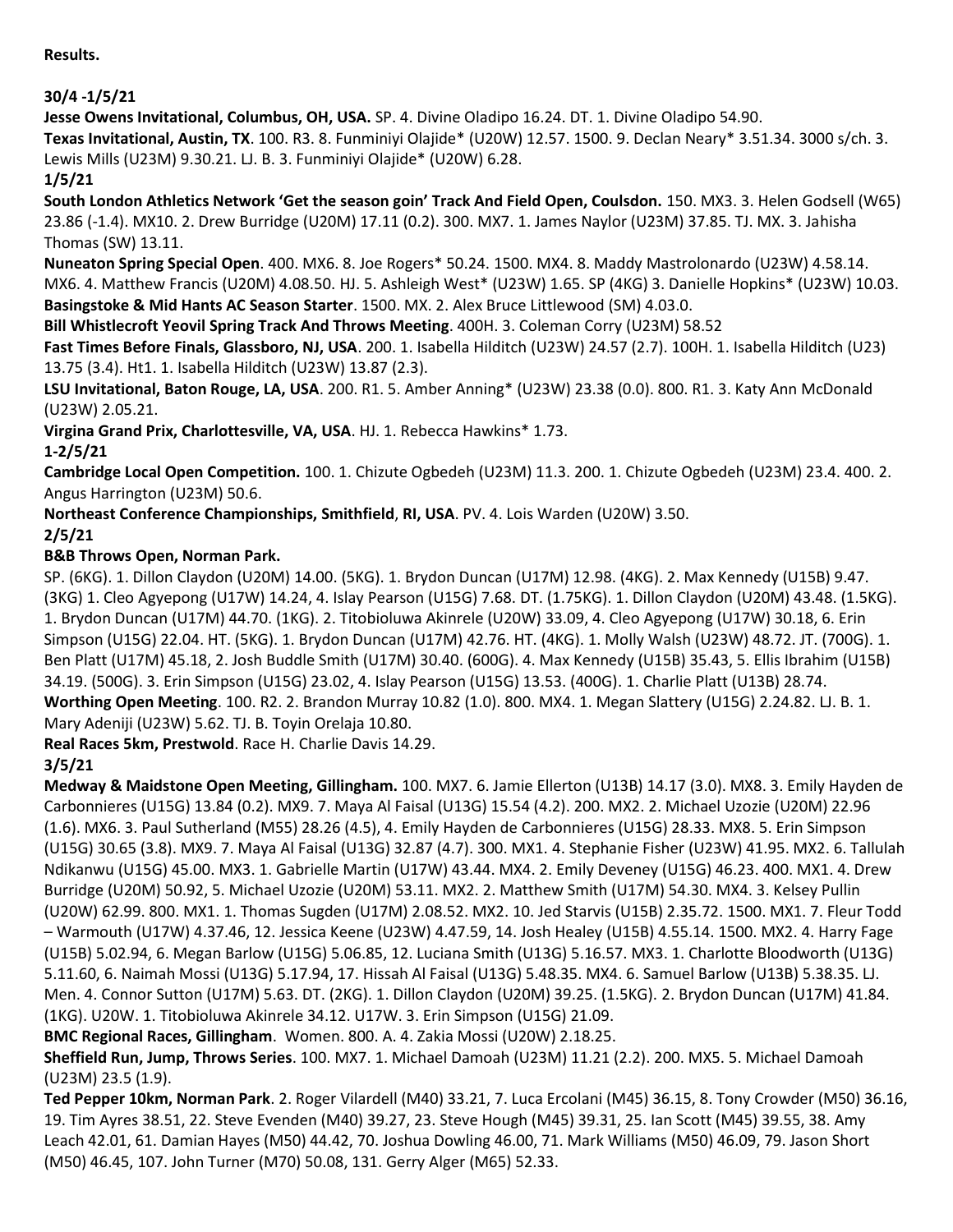**Results.**

**30/4 -1/5/21**

**Jesse Owens Invitational, Columbus, OH, USA.** SP. 4. Divine Oladipo 16.24. DT. 1. Divine Oladipo 54.90.

**Texas Invitational, Austin, TX**. 100. R3. 8. Funminiyi Olajide* (U20W) 12.57. 1500. 9. Declan Neary* 3.51.34. 3000 s/ch. 3. Lewis Mills (U23M) 9.30.21. LJ. B. 3. Funminiyi Olajide* (U20W) 6.28.

**1/5/21**

**South London Athletics Network 'Get the season goin' Track And Field Open, Coulsdon.** 150. MX3. 3. Helen Godsell (W65) 23.86 (-1.4). MX10. 2. Drew Burridge (U20M) 17.11 (0.2). 300. MX7. 1. James Naylor (U23M) 37.85. TJ. MX. 3. Jahisha Thomas (SW) 13.11.

**Nuneaton Spring Special Open**. 400. MX6. 8. Joe Rogers* 50.24. 1500. MX4. 8. Maddy Mastrolonardo (U23W) 4.58.14. MX6. 4. Matthew Francis (U20M) 4.08.50. HJ. 5. Ashleigh West* (U23W) 1.65. SP (4KG) 3. Danielle Hopkins* (U23W) 10.03.

**Basingstoke & Mid Hants AC Season Starter**. 1500. MX. 2. Alex Bruce Littlewood (SM) 4.03.0.

**Bill Whistlecroft Yeovil Spring Track And Throws Meeting**. 400H. 3. Coleman Corry (U23M) 58.52

**Fast Times Before Finals, Glassboro, NJ, USA**. 200. 1. Isabella Hilditch (U23W) 24.57 (2.7). 100H. 1. Isabella Hilditch (U23) 13.75 (3.4). Ht1. 1. Isabella Hilditch (U23W) 13.87 (2.3).

**LSU Invitational, Baton Rouge, LA, USA**. 200. R1. 5. Amber Anning* (U23W) 23.38 (0.0). 800. R1. 3. Katy Ann McDonald (U23W) 2.05.21.

**Virgina Grand Prix, Charlottesville, VA, USA**. HJ. 1. Rebecca Hawkins* 1.73.

**1-2/5/21**

**Cambridge Local Open Competition.** 100. 1. Chizute Ogbedeh (U23M) 11.3. 200. 1. Chizute Ogbedeh (U23M) 23.4. 400. 2. Angus Harrington (U23M) 50.6.

**Northeast Conference Championships, Smithfield**, **RI, USA**. PV. 4. Lois Warden (U20W) 3.50.

**2/5/21**

**B&B Throws Open, Norman Park.**

SP. (6KG). 1. Dillon Claydon (U20M) 14.00. (5KG). 1. Brydon Duncan (U17M) 12.98. (4KG). 2. Max Kennedy (U15B) 9.47. (3KG) 1. Cleo Agyepong (U17W) 14.24, 4. Islay Pearson (U15G) 7.68. DT. (1.75KG). 1. Dillon Claydon (U20M) 43.48. (1.5KG). 1. Brydon Duncan (U17M) 44.70. (1KG). 2. Titobioluwa Akinrele (U20W) 33.09, 4. Cleo Agyepong (U17W) 30.18, 6. Erin Simpson (U15G) 22.04. HT. (5KG). 1. Brydon Duncan (U17M) 42.76. HT. (4KG). 1. Molly Walsh (U23W) 48.72. JT. (700G). 1. Ben Platt (U17M) 45.18, 2. Josh Buddle Smith (U17M) 30.40. (600G). 4. Max Kennedy (U15B) 35.43, 5. Ellis Ibrahim (U15B) 34.19. (500G). 3. Erin Simpson (U15G) 23.02, 4. Islay Pearson (U15G) 13.53. (400G). 1. Charlie Platt (U13B) 28.74.

**Worthing Open Meeting**. 100. R2. 2. Brandon Murray 10.82 (1.0). 800. MX4. 1. Megan Slattery (U15G) 2.24.82. LJ. B. 1. Mary Adeniji (U23W) 5.62. TJ. B. Toyin Orelaja 10.80.

**Real Races 5km, Prestwold**. Race H. Charlie Davis 14.29.

**3/5/21**

**Medway & Maidstone Open Meeting, Gillingham.** 100. MX7. 6. Jamie Ellerton (U13B) 14.17 (3.0). MX8. 3. Emily Hayden de Carbonnieres (U15G) 13.84 (0.2). MX9. 7. Maya Al Faisal (U13G) 15.54 (4.2). 200. MX2. 2. Michael Uzozie (U20M) 22.96 (1.6). MX6. 3. Paul Sutherland (M55) 28.26 (4.5), 4. Emily Hayden de Carbonnieres (U15G) 28.33. MX8. 5. Erin Simpson (U15G) 30.65 (3.8). MX9. 7. Maya Al Faisal (U13G) 32.87 (4.7). 300. MX1. 4. Stephanie Fisher (U23W) 41.95. MX2. 6. Tallulah Ndikanwu (U15G) 45.00. MX3. 1. Gabrielle Martin (U17W) 43.44. MX4. 2. Emily Deveney (U15G) 46.23. 400. MX1. 4. Drew Burridge (U20M) 50.92, 5. Michael Uzozie (U20M) 53.11. MX2. 2. Matthew Smith (U17M) 54.30. MX4. 3. Kelsey Pullin (U20W) 62.99. 800. MX1. 1. Thomas Sugden (U17M) 2.08.52. MX2. 10. Jed Starvis (U15B) 2.35.72. 1500. MX1. 7. Fleur Todd – Warmouth (U17W) 4.37.46, 12. Jessica Keene (U23W) 4.47.59, 14. Josh Healey (U15B) 4.55.14. 1500. MX2. 4. Harry Fage (U15B) 5.02.94, 6. Megan Barlow (U15G) 5.06.85, 12. Luciana Smith (U13G) 5.16.57. MX3. 1. Charlotte Bloodworth (U13G) 5.11.60, 6. Naimah Mossi (U13G) 5.17.94, 17. Hissah Al Faisal (U13G) 5.48.35. MX4. 6. Samuel Barlow (U13B) 5.38.35. LJ. Men. 4. Connor Sutton (U17M) 5.63. DT. (2KG). 1. Dillon Claydon (U20M) 39.25. (1.5KG). 2. Brydon Duncan (U17M) 41.84. (1KG). U20W. 1. Titobioluwa Akinrele 34.12. U17W. 3. Erin Simpson (U15G) 21.09.

**BMC Regional Races, Gillingham**. Women. 800. A. 4. Zakia Mossi (U20W) 2.18.25.

**Sheffield Run, Jump, Throws Series**. 100. MX7. 1. Michael Damoah (U23M) 11.21 (2.2). 200. MX5. 5. Michael Damoah (U23M) 23.5 (1.9).

**Ted Pepper 10km, Norman Park**. 2. Roger Vilardell (M40) 33.21, 7. Luca Ercolani (M45) 36.15, 8. Tony Crowder (M50) 36.16, 19. Tim Ayres 38.51, 22. Steve Evenden (M40) 39.27, 23. Steve Hough (M45) 39.31, 25. Ian Scott (M45) 39.55, 38. Amy Leach 42.01, 61. Damian Hayes (M50) 44.42, 70. Joshua Dowling 46.00, 71. Mark Williams (M50) 46.09, 79. Jason Short (M50) 46.45, 107. John Turner (M70) 50.08, 131. Gerry Alger (M65) 52.33.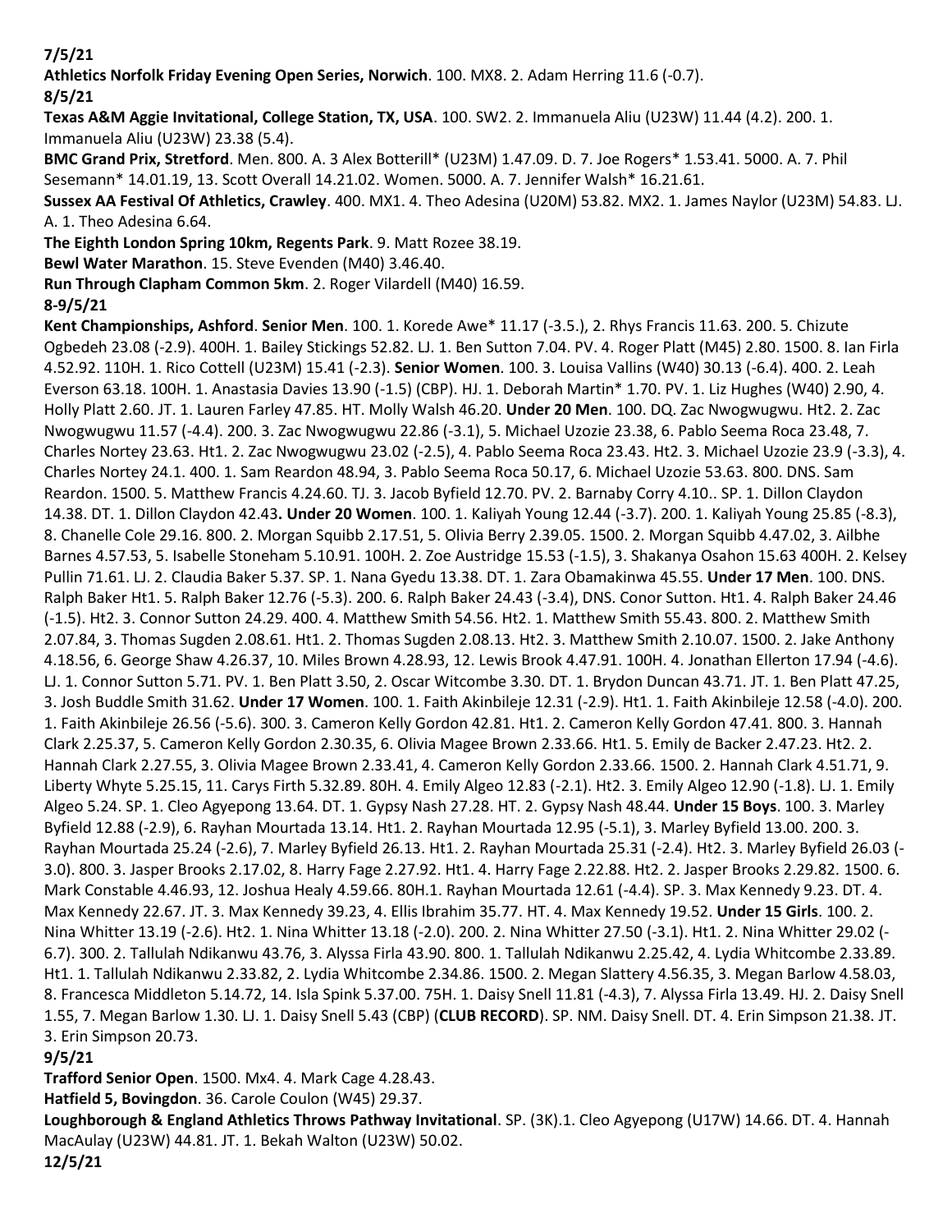**7/5/21**

**Athletics Norfolk Friday Evening Open Series, Norwich**. 100. MX8. 2. Adam Herring 11.6 (-0.7).

**8/5/21**

**Texas A&M Aggie Invitational, College Station, TX, USA**. 100. SW2. 2. Immanuela Aliu (U23W) 11.44 (4.2). 200. 1. Immanuela Aliu (U23W) 23.38 (5.4).

**BMC Grand Prix, Stretford**. Men. 800. A. 3 Alex Botterill* (U23M) 1.47.09. D. 7. Joe Rogers* 1.53.41. 5000. A. 7. Phil Sesemann* 14.01.19, 13. Scott Overall 14.21.02. Women. 5000. A. 7. Jennifer Walsh* 16.21.61.

**Sussex AA Festival Of Athletics, Crawley**. 400. MX1. 4. Theo Adesina (U20M) 53.82. MX2. 1. James Naylor (U23M) 54.83. LJ. A. 1. Theo Adesina 6.64.

**The Eighth London Spring 10km, Regents Park**. 9. Matt Rozee 38.19.

**Bewl Water Marathon**. 15. Steve Evenden (M40) 3.46.40.

**Run Through Clapham Common 5km**. 2. Roger Vilardell (M40) 16.59.

**8-9/5/21**

**Kent Championships, Ashford**. **Senior Men**. 100. 1. Korede Awe* 11.17 (-3.5.), 2. Rhys Francis 11.63. 200. 5. Chizute Ogbedeh 23.08 (-2.9). 400H. 1. Bailey Stickings 52.82. LJ. 1. Ben Sutton 7.04. PV. 4. Roger Platt (M45) 2.80. 1500. 8. Ian Firla 4.52.92. 110H. 1. Rico Cottell (U23M) 15.41 (-2.3). **Senior Women**. 100. 3. Louisa Vallins (W40) 30.13 (-6.4). 400. 2. Leah Everson 63.18. 100H. 1. Anastasia Davies 13.90 (-1.5) (CBP). HJ. 1. Deborah Martin* 1.70. PV. 1. Liz Hughes (W40) 2.90, 4. Holly Platt 2.60. JT. 1. Lauren Farley 47.85. HT. Molly Walsh 46.20. **Under 20 Men**. 100. DQ. Zac Nwogwugwu. Ht2. 2. Zac Nwogwugwu 11.57 (-4.4). 200. 3. Zac Nwogwugwu 22.86 (-3.1), 5. Michael Uzozie 23.38, 6. Pablo Seema Roca 23.48, 7. Charles Nortey 23.63. Ht1. 2. Zac Nwogwugwu 23.02 (-2.5), 4. Pablo Seema Roca 23.43. Ht2. 3. Michael Uzozie 23.9 (-3.3), 4. Charles Nortey 24.1. 400. 1. Sam Reardon 48.94, 3. Pablo Seema Roca 50.17, 6. Michael Uzozie 53.63. 800. DNS. Sam Reardon. 1500. 5. Matthew Francis 4.24.60. TJ. 3. Jacob Byfield 12.70. PV. 2. Barnaby Corry 4.10.. SP. 1. Dillon Claydon 14.38. DT. 1. Dillon Claydon 42.43**. Under 20 Women**. 100. 1. Kaliyah Young 12.44 (-3.7). 200. 1. Kaliyah Young 25.85 (-8.3), 8. Chanelle Cole 29.16. 800. 2. Morgan Squibb 2.17.51, 5. Olivia Berry 2.39.05. 1500. 2. Morgan Squibb 4.47.02, 3. Ailbhe Barnes 4.57.53, 5. Isabelle Stoneham 5.10.91. 100H. 2. Zoe Austridge 15.53 (-1.5), 3. Shakanya Osahon 15.63 400H. 2. Kelsey Pullin 71.61. LJ. 2. Claudia Baker 5.37. SP. 1. Nana Gyedu 13.38. DT. 1. Zara Obamakinwa 45.55. **Under 17 Men**. 100. DNS. Ralph Baker Ht1. 5. Ralph Baker 12.76 (-5.3). 200. 6. Ralph Baker 24.43 (-3.4), DNS. Conor Sutton. Ht1. 4. Ralph Baker 24.46 (-1.5). Ht2. 3. Connor Sutton 24.29. 400. 4. Matthew Smith 54.56. Ht2. 1. Matthew Smith 55.43. 800. 2. Matthew Smith 2.07.84, 3. Thomas Sugden 2.08.61. Ht1. 2. Thomas Sugden 2.08.13. Ht2. 3. Matthew Smith 2.10.07. 1500. 2. Jake Anthony 4.18.56, 6. George Shaw 4.26.37, 10. Miles Brown 4.28.93, 12. Lewis Brook 4.47.91. 100H. 4. Jonathan Ellerton 17.94 (-4.6). LJ. 1. Connor Sutton 5.71. PV. 1. Ben Platt 3.50, 2. Oscar Witcombe 3.30. DT. 1. Brydon Duncan 43.71. JT. 1. Ben Platt 47.25, 3. Josh Buddle Smith 31.62. **Under 17 Women**. 100. 1. Faith Akinbileje 12.31 (-2.9). Ht1. 1. Faith Akinbileje 12.58 (-4.0). 200. 1. Faith Akinbileje 26.56 (-5.6). 300. 3. Cameron Kelly Gordon 42.81. Ht1. 2. Cameron Kelly Gordon 47.41. 800. 3. Hannah Clark 2.25.37, 5. Cameron Kelly Gordon 2.30.35, 6. Olivia Magee Brown 2.33.66. Ht1. 5. Emily de Backer 2.47.23. Ht2. 2. Hannah Clark 2.27.55, 3. Olivia Magee Brown 2.33.41, 4. Cameron Kelly Gordon 2.33.66. 1500. 2. Hannah Clark 4.51.71, 9. Liberty Whyte 5.25.15, 11. Carys Firth 5.32.89. 80H. 4. Emily Algeo 12.83 (-2.1). Ht2. 3. Emily Algeo 12.90 (-1.8). LJ. 1. Emily Algeo 5.24. SP. 1. Cleo Agyepong 13.64. DT. 1. Gypsy Nash 27.28. HT. 2. Gypsy Nash 48.44. **Under 15 Boys**. 100. 3. Marley Byfield 12.88 (-2.9), 6. Rayhan Mourtada 13.14. Ht1. 2. Rayhan Mourtada 12.95 (-5.1), 3. Marley Byfield 13.00. 200. 3. Rayhan Mourtada 25.24 (-2.6), 7. Marley Byfield 26.13. Ht1. 2. Rayhan Mourtada 25.31 (-2.4). Ht2. 3. Marley Byfield 26.03 (-3.0). 800. 3. Jasper Brooks 2.17.02, 8. Harry Fage 2.27.92. Ht1. 4. Harry Fage 2.22.88. Ht2. 2. Jasper Brooks 2.29.82. 1500. 6. Mark Constable 4.46.93, 12. Joshua Healy 4.59.66. 80H.1. Rayhan Mourtada 12.61 (-4.4). SP. 3. Max Kennedy 9.23. DT. 4. Max Kennedy 22.67. JT. 3. Max Kennedy 39.23, 4. Ellis Ibrahim 35.77. HT. 4. Max Kennedy 19.52. **Under 15 Girls**. 100. 2. Nina Whitter 13.19 (-2.6). Ht2. 1. Nina Whitter 13.18 (-2.0). 200. 2. Nina Whitter 27.50 (-3.1). Ht1. 2. Nina Whitter 29.02 (-6.7). 300. 2. Tallulah Ndikanwu 43.76, 3. Alyssa Firla 43.90. 800. 1. Tallulah Ndikanwu 2.25.42, 4. Lydia Whitcombe 2.33.89. Ht1. 1. Tallulah Ndikanwu 2.33.82, 2. Lydia Whitcombe 2.34.86. 1500. 2. Megan Slattery 4.56.35, 3. Megan Barlow 4.58.03, 8. Francesca Middleton 5.14.72, 14. Isla Spink 5.37.00. 75H. 1. Daisy Snell 11.81 (-4.3), 7. Alyssa Firla 13.49. HJ. 2. Daisy Snell 1.55, 7. Megan Barlow 1.30. LJ. 1. Daisy Snell 5.43 (CBP) (**CLUB RECORD**). SP. NM. Daisy Snell. DT. 4. Erin Simpson 21.38. JT. 3. Erin Simpson 20.73.

**9/5/21**

**Trafford Senior Open**. 1500. Mx4. 4. Mark Cage 4.28.43.

**Hatfield 5, Bovingdon**. 36. Carole Coulon (W45) 29.37.

**Loughborough & England Athletics Throws Pathway Invitational**. SP. (3K).1. Cleo Agyepong (U17W) 14.66. DT. 4. Hannah MacAulay (U23W) 44.81. JT. 1. Bekah Walton (U23W) 50.02.

**12/5/21**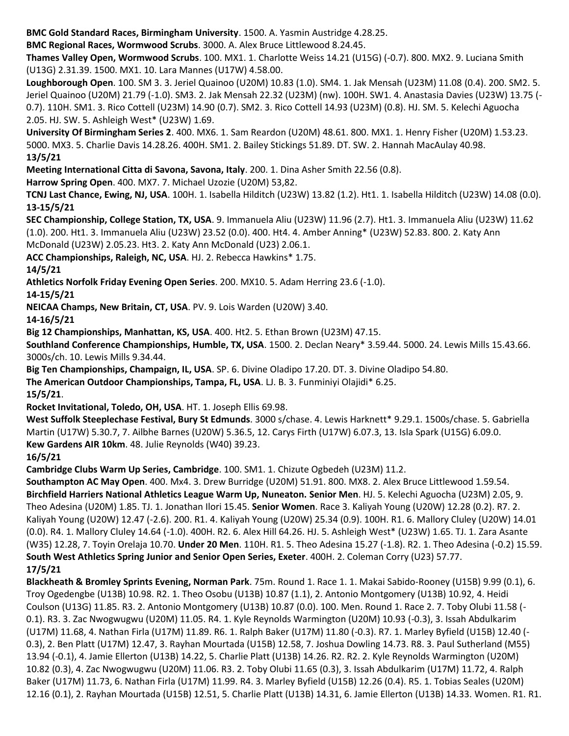**BMC Gold Standard Races, Birmingham University**. 1500. A. Yasmin Austridge 4.28.25.

**BMC Regional Races, Wormwood Scrubs**. 3000. A. Alex Bruce Littlewood 8.24.45.

**Thames Valley Open, Wormwood Scrubs**. 100. MX1. 1. Charlotte Weiss 14.21 (U15G) (-0.7). 800. MX2. 9. Luciana Smith (U13G) 2.31.39. 1500. MX1. 10. Lara Mannes (U17W) 4.58.00.

**Loughborough Open**. 100. SM 3. 3. Jeriel Quainoo (U20M) 10.83 (1.0). SM4. 1. Jak Mensah (U23M) 11.08 (0.4). 200. SM2. 5. Jeriel Quainoo (U20M) 21.79 (-1.0). SM3. 2. Jak Mensah 22.32 (U23M) (nw). 100H. SW1. 4. Anastasia Davies (U23W) 13.75 (-0.7). 110H. SM1. 3. Rico Cottell (U23M) 14.90 (0.7). SM2. 3. Rico Cottell 14.93 (U23M) (0.8). HJ. SM. 5. Kelechi Aguocha 2.05. HJ. SW. 5. Ashleigh West* (U23W) 1.69.

**University Of Birmingham Series 2**. 400. MX6. 1. Sam Reardon (U20M) 48.61. 800. MX1. 1. Henry Fisher (U20M) 1.53.23. 5000. MX3. 5. Charlie Davis 14.28.26. 400H. SM1. 2. Bailey Stickings 51.89. DT. SW. 2. Hannah MacAulay 40.98.

**13/5/21**

**Meeting International Citta di Savona, Savona, Italy**. 200. 1. Dina Asher Smith 22.56 (0.8).

**Harrow Spring Open**. 400. MX7. 7. Michael Uzozie (U20M) 53,82.

**TCNJ Last Chance, Ewing, NJ, USA**. 100H. 1. Isabella Hilditch (U23W) 13.82 (1.2). Ht1. 1. Isabella Hilditch (U23W) 14.08 (0.0).

**13-15/5/21**

**SEC Championship, College Station, TX, USA**. 9. Immanuela Aliu (U23W) 11.96 (2.7). Ht1. 3. Immanuela Aliu (U23W) 11.62 (1.0). 200. Ht1. 3. Immanuela Aliu (U23W) 23.52 (0.0). 400. Ht4. 4. Amber Anning* (U23W) 52.83. 800. 2. Katy Ann McDonald (U23W) 2.05.23. Ht3. 2. Katy Ann McDonald (U23) 2.06.1.

**ACC Championships, Raleigh, NC, USA**. HJ. 2. Rebecca Hawkins* 1.75.

**14/5/21**

**Athletics Norfolk Friday Evening Open Series**. 200. MX10. 5. Adam Herring 23.6 (-1.0).

**14-15/5/21**

**NEICAA Champs, New Britain, CT, USA**. PV. 9. Lois Warden (U20W) 3.40.

**14-16/5/21**

**Big 12 Championships, Manhattan, KS, USA**. 400. Ht2. 5. Ethan Brown (U23M) 47.15.

**Southland Conference Championships, Humble, TX, USA**. 1500. 2. Declan Neary* 3.59.44. 5000. 24. Lewis Mills 15.43.66. 3000s/ch. 10. Lewis Mills 9.34.44.

**Big Ten Championships, Champaign, IL, USA**. SP. 6. Divine Oladipo 17.20. DT. 3. Divine Oladipo 54.80.

**The American Outdoor Championships, Tampa, FL, USA**. LJ. B. 3. Funminiyi Olajidi* 6.25.

**15/5/21**.

**Rocket Invitational, Toledo, OH, USA**. HT. 1. Joseph Ellis 69.98.

**West Suffolk Steeplechase Festival, Bury St Edmunds**. 3000 s/chase. 4. Lewis Harknett* 9.29.1. 1500s/chase. 5. Gabriella Martin (U17W) 5.30.7, 7. Ailbhe Barnes (U20W) 5.36.5, 12. Carys Firth (U17W) 6.07.3, 13. Isla Spark (U15G) 6.09.0.

**Kew Gardens AIR 10km**. 48. Julie Reynolds (W40) 39.23.

**16/5/21**

**Cambridge Clubs Warm Up Series, Cambridge**. 100. SM1. 1. Chizute Ogbedeh (U23M) 11.2.

**Southampton AC May Open**. 400. Mx4. 3. Drew Burridge (U20M) 51.91. 800. MX8. 2. Alex Bruce Littlewood 1.59.54.

**Birchfield Harriers National Athletics League Warm Up, Nuneaton. Senior Men**. HJ. 5. Kelechi Aguocha (U23M) 2.05, 9. Theo Adesina (U20M) 1.85. TJ. 1. Jonathan Ilori 15.45. **Senior Women**. Race 3. Kaliyah Young (U20W) 12.28 (0.2). R7. 2. Kaliyah Young (U20W) 12.47 (-2.6). 200. R1. 4. Kaliyah Young (U20W) 25.34 (0.9). 100H. R1. 6. Mallory Cluley (U20W) 14.01 (0.0). R4. 1. Mallory Cluley 14.64 (-1.0). 400H. R2. 6. Alex Hill 64.26. HJ. 5. Ashleigh West* (U23W) 1.65. TJ. 1. Zara Asante (W35) 12.28, 7. Toyin Orelaja 10.70. **Under 20 Men**. 110H. R1. 5. Theo Adesina 15.27 (-1.8). R2. 1. Theo Adesina (-0.2) 15.59.

**South West Athletics Spring Junior and Senior Open Series, Exeter**. 400H. 2. Coleman Corry (U23) 57.77.

**17/5/21**

**Blackheath & Bromley Sprints Evening, Norman Park**. 75m. Round 1. Race 1. 1. Makai Sabido-Rooney (U15B) 9.99 (0.1), 6. Troy Ogedengbe (U13B) 10.98. R2. 1. Theo Osobu (U13B) 10.87 (1.1), 2. Antonio Montgomery (U13B) 10.92, 4. Heidi Coulson (U13G) 11.85. R3. 2. Antonio Montgomery (U13B) 10.87 (0.0). 100. Men. Round 1. Race 2. 7. Toby Olubi 11.58 (-0.1). R3. 3. Zac Nwogwugwu (U20M) 11.05. R4. 1. Kyle Reynolds Warmington (U20M) 10.93 (-0.3), 3. Issah Abdulkarim (U17M) 11.68, 4. Nathan Firla (U17M) 11.89. R6. 1. Ralph Baker (U17M) 11.80 (-0.3). R7. 1. Marley Byfield (U15B) 12.40 (-0.3), 2. Ben Platt (U17M) 12.47, 3. Rayhan Mourtada (U15B) 12.58, 7. Joshua Dowling 14.73. R8. 3. Paul Sutherland (M55) 13.94 (-0.1), 4. Jamie Ellerton (U13B) 14.22, 5. Charlie Platt (U13B) 14.26. R2. R2. 2. Kyle Reynolds Warmington (U20M) 10.82 (0.3), 4. Zac Nwogwugwu (U20M) 11.06. R3. 2. Toby Olubi 11.65 (0.3), 3. Issah Abdulkarim (U17M) 11.72, 4. Ralph Baker (U17M) 11.73, 6. Nathan Firla (U17M) 11.99. R4. 3. Marley Byfield (U15B) 12.26 (0.4). R5. 1. Tobias Seales (U20M) 12.16 (0.1), 2. Rayhan Mourtada (U15B) 12.51, 5. Charlie Platt (U13B) 14.31, 6. Jamie Ellerton (U13B) 14.33. Women. R1. R1.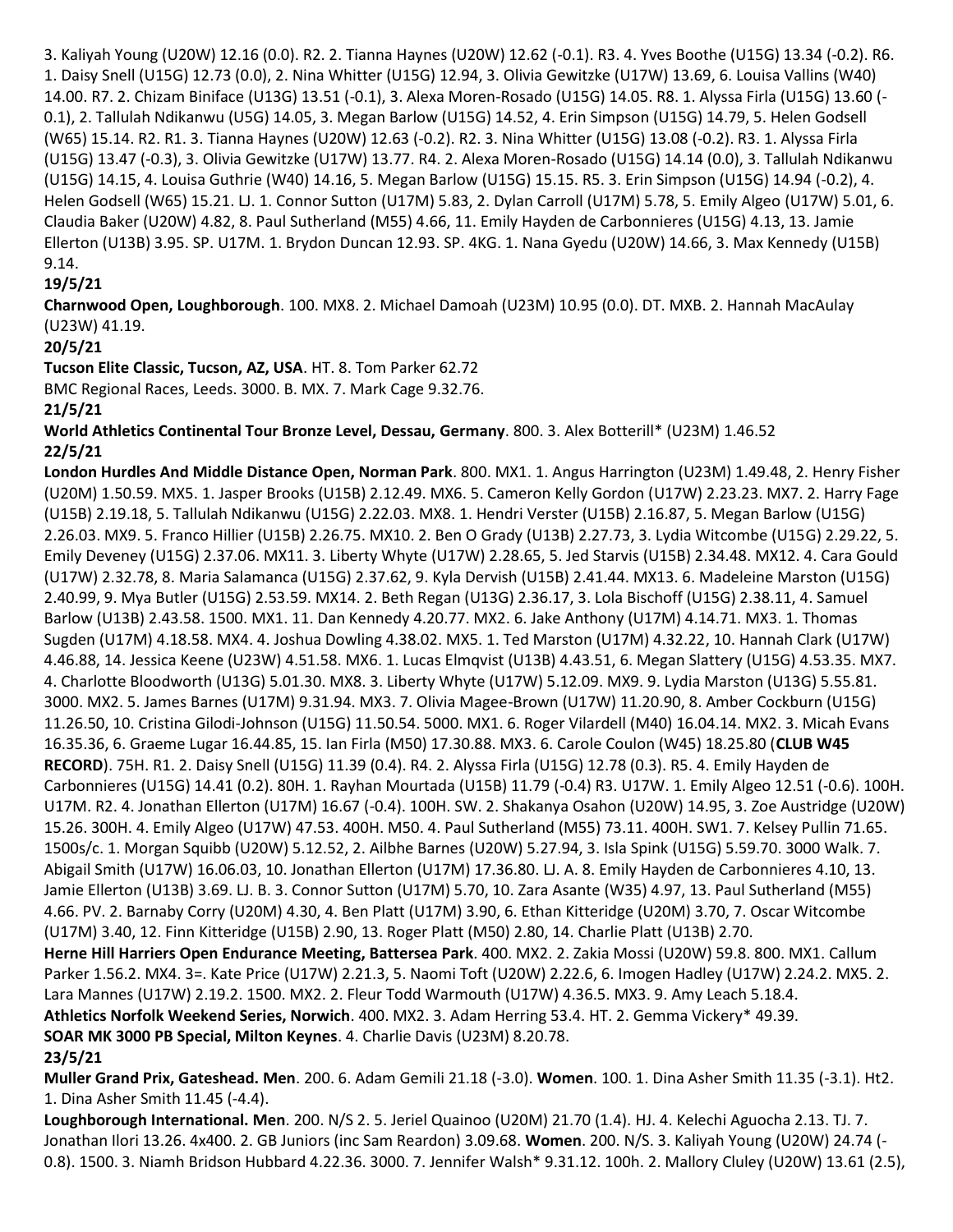3. Kaliyah Young (U20W) 12.16 (0.0). R2. 2. Tianna Haynes (U20W) 12.62 (-0.1). R3. 4. Yves Boothe (U15G) 13.34 (-0.2). R6. 1. Daisy Snell (U15G) 12.73 (0.0), 2. Nina Whitter (U15G) 12.94, 3. Olivia Gewitzke (U17W) 13.69, 6. Louisa Vallins (W40) 14.00. R7. 2. Chizam Biniface (U13G) 13.51 (-0.1), 3. Alexa Moren-Rosado (U15G) 14.05. R8. 1. Alyssa Firla (U15G) 13.60 (-0.1), 2. Tallulah Ndikanwu (U5G) 14.05, 3. Megan Barlow (U15G) 14.52, 4. Erin Simpson (U15G) 14.79, 5. Helen Godsell (W65) 15.14. R2. R1. 3. Tianna Haynes (U20W) 12.63 (-0.2). R2. 3. Nina Whitter (U15G) 13.08 (-0.2). R3. 1. Alyssa Firla (U15G) 13.47 (-0.3), 3. Olivia Gewitzke (U17W) 13.77. R4. 2. Alexa Moren-Rosado (U15G) 14.14 (0.0), 3. Tallulah Ndikanwu (U15G) 14.15, 4. Louisa Guthrie (W40) 14.16, 5. Megan Barlow (U15G) 15.15. R5. 3. Erin Simpson (U15G) 14.94 (-0.2), 4. Helen Godsell (W65) 15.21. LJ. 1. Connor Sutton (U17M) 5.83, 2. Dylan Carroll (U17M) 5.78, 5. Emily Algeo (U17W) 5.01, 6. Claudia Baker (U20W) 4.82, 8. Paul Sutherland (M55) 4.66, 11. Emily Hayden de Carbonnieres (U15G) 4.13, 13. Jamie Ellerton (U13B) 3.95. SP. U17M. 1. Brydon Duncan 12.93. SP. 4KG. 1. Nana Gyedu (U20W) 14.66, 3. Max Kennedy (U15B) 9.14.

**19/5/21**

**Charnwood Open, Loughborough**. 100. MX8. 2. Michael Damoah (U23M) 10.95 (0.0). DT. MXB. 2. Hannah MacAulay (U23W) 41.19.

**20/5/21**

**Tucson Elite Classic, Tucson, AZ, USA**. HT. 8. Tom Parker 62.72

BMC Regional Races, Leeds. 3000. B. MX. 7. Mark Cage 9.32.76.

**21/5/21**

**World Athletics Continental Tour Bronze Level, Dessau, Germany**. 800. 3. Alex Botterill* (U23M) 1.46.52

**22/5/21**

**London Hurdles And Middle Distance Open, Norman Park**. 800. MX1. 1. Angus Harrington (U23M) 1.49.48, 2. Henry Fisher (U20M) 1.50.59. MX5. 1. Jasper Brooks (U15B) 2.12.49. MX6. 5. Cameron Kelly Gordon (U17W) 2.23.23. MX7. 2. Harry Fage (U15B) 2.19.18, 5. Tallulah Ndikanwu (U15G) 2.22.03. MX8. 1. Hendri Verster (U15B) 2.16.87, 5. Megan Barlow (U15G) 2.26.03. MX9. 5. Franco Hillier (U15B) 2.26.75. MX10. 2. Ben O Grady (U13B) 2.27.73, 3. Lydia Witcombe (U15G) 2.29.22, 5. Emily Deveney (U15G) 2.37.06. MX11. 3. Liberty Whyte (U17W) 2.28.65, 5. Jed Starvis (U15B) 2.34.48. MX12. 4. Cara Gould (U17W) 2.32.78, 8. Maria Salamanca (U15G) 2.37.62, 9. Kyla Dervish (U15B) 2.41.44. MX13. 6. Madeleine Marston (U15G) 2.40.99, 9. Mya Butler (U15G) 2.53.59. MX14. 2. Beth Regan (U13G) 2.36.17, 3. Lola Bischoff (U15G) 2.38.11, 4. Samuel Barlow (U13B) 2.43.58. 1500. MX1. 11. Dan Kennedy 4.20.77. MX2. 6. Jake Anthony (U17M) 4.14.71. MX3. 1. Thomas Sugden (U17M) 4.18.58. MX4. 4. Joshua Dowling 4.38.02. MX5. 1. Ted Marston (U17M) 4.32.22, 10. Hannah Clark (U17W) 4.46.88, 14. Jessica Keene (U23W) 4.51.58. MX6. 1. Lucas Elmqvist (U13B) 4.43.51, 6. Megan Slattery (U15G) 4.53.35. MX7. 4. Charlotte Bloodworth (U13G) 5.01.30. MX8. 3. Liberty Whyte (U17W) 5.12.09. MX9. 9. Lydia Marston (U13G) 5.55.81. 3000. MX2. 5. James Barnes (U17M) 9.31.94. MX3. 7. Olivia Magee-Brown (U17W) 11.20.90, 8. Amber Cockburn (U15G) 11.26.50, 10. Cristina Gilodi-Johnson (U15G) 11.50.54. 5000. MX1. 6. Roger Vilardell (M40) 16.04.14. MX2. 3. Micah Evans 16.35.36, 6. Graeme Lugar 16.44.85, 15. Ian Firla (M50) 17.30.88. MX3. 6. Carole Coulon (W45) 18.25.80 (**CLUB W45 RECORD**). 75H. R1. 2. Daisy Snell (U15G) 11.39 (0.4). R4. 2. Alyssa Firla (U15G) 12.78 (0.3). R5. 4. Emily Hayden de Carbonnieres (U15G) 14.41 (0.2). 80H. 1. Rayhan Mourtada (U15B) 11.79 (-0.4) R3. U17W. 1. Emily Algeo 12.51 (-0.6). 100H. U17M. R2. 4. Jonathan Ellerton (U17M) 16.67 (-0.4). 100H. SW. 2. Shakanya Osahon (U20W) 14.95, 3. Zoe Austridge (U20W) 15.26. 300H. 4. Emily Algeo (U17W) 47.53. 400H. M50. 4. Paul Sutherland (M55) 73.11. 400H. SW1. 7. Kelsey Pullin 71.65. 1500s/c. 1. Morgan Squibb (U20W) 5.12.52, 2. Ailbhe Barnes (U20W) 5.27.94, 3. Isla Spink (U15G) 5.59.70. 3000 Walk. 7. Abigail Smith (U17W) 16.06.03, 10. Jonathan Ellerton (U17M) 17.36.80. LJ. A. 8. Emily Hayden de Carbonnieres 4.10, 13. Jamie Ellerton (U13B) 3.69. LJ. B. 3. Connor Sutton (U17M) 5.70, 10. Zara Asante (W35) 4.97, 13. Paul Sutherland (M55) 4.66. PV. 2. Barnaby Corry (U20M) 4.30, 4. Ben Platt (U17M) 3.90, 6. Ethan Kitteridge (U20M) 3.70, 7. Oscar Witcombe (U17M) 3.40, 12. Finn Kitteridge (U15B) 2.90, 13. Roger Platt (M50) 2.80, 14. Charlie Platt (U13B) 2.70.

**Herne Hill Harriers Open Endurance Meeting, Battersea Park**. 400. MX2. 2. Zakia Mossi (U20W) 59.8. 800. MX1. Callum Parker 1.56.2. MX4. 3=. Kate Price (U17W) 2.21.3, 5. Naomi Toft (U20W) 2.22.6, 6. Imogen Hadley (U17W) 2.24.2. MX5. 2. Lara Mannes (U17W) 2.19.2. 1500. MX2. 2. Fleur Todd Warmouth (U17W) 4.36.5. MX3. 9. Amy Leach 5.18.4.

**Athletics Norfolk Weekend Series, Norwich**. 400. MX2. 3. Adam Herring 53.4. HT. 2. Gemma Vickery* 49.39.

**SOAR MK 3000 PB Special, Milton Keynes**. 4. Charlie Davis (U23M) 8.20.78.

**23/5/21**

**Muller Grand Prix, Gateshead. Men**. 200. 6. Adam Gemili 21.18 (-3.0). **Women**. 100. 1. Dina Asher Smith 11.35 (-3.1). Ht2. 1. Dina Asher Smith 11.45 (-4.4).

**Loughborough International. Men**. 200. N/S 2. 5. Jeriel Quainoo (U20M) 21.70 (1.4). HJ. 4. Kelechi Aguocha 2.13. TJ. 7. Jonathan Ilori 13.26. 4x400. 2. GB Juniors (inc Sam Reardon) 3.09.68. **Women**. 200. N/S. 3. Kaliyah Young (U20W) 24.74 (-0.8). 1500. 3. Niamh Bridson Hubbard 4.22.36. 3000. 7. Jennifer Walsh* 9.31.12. 100h. 2. Mallory Cluley (U20W) 13.61 (2.5),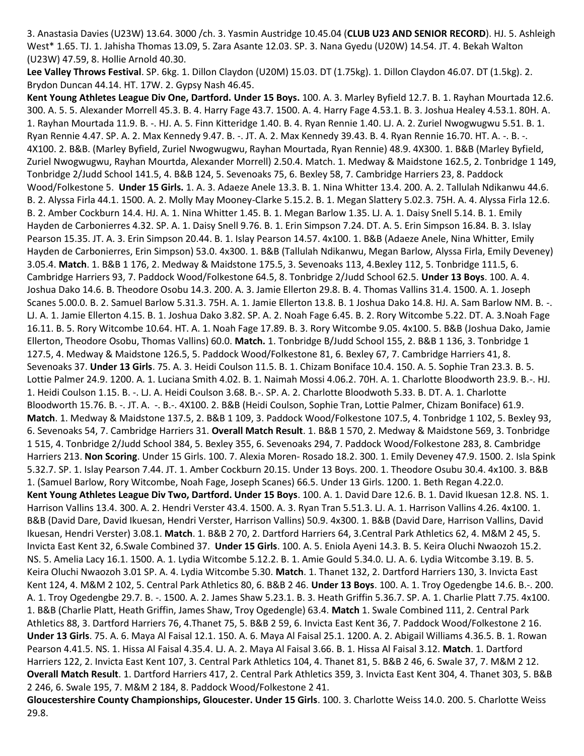3. Anastasia Davies (U23W) 13.64. 3000 /ch. 3. Yasmin Austridge 10.45.04 (**CLUB U23 AND SENIOR RECORD**). HJ. 5. Ashleigh West* 1.65. TJ. 1. Jahisha Thomas 13.09, 5. Zara Asante 12.03. SP. 3. Nana Gyedu (U20W) 14.54. JT. 4. Bekah Walton (U23W) 47.59, 8. Hollie Arnold 40.30.

**Lee Valley Throws Festival**. SP. 6kg. 1. Dillon Claydon (U20M) 15.03. DT (1.75kg). 1. Dillon Claydon 46.07. DT (1.5kg). 2. Brydon Duncan 44.14. HT. 17W. 2. Gypsy Nash 46.45.

**Kent Young Athletes League Div One, Dartford. Under 15 Boys.** 100. A. 3. Marley Byfield 12.7. B. 1. Rayhan Mourtada 12.6. 300. A. 5. 5. Alexander Morrell 45.3. B. 4. Harry Fage 43.7. 1500. A. 4. Harry Fage 4.53.1. B. 3. Joshua Healey 4.53.1. 80H. A. 1. Rayhan Mourtada 11.9. B. -. HJ. A. 5. Finn Kitteridge 1.40. B. 4. Ryan Rennie 1.40. LJ. A. 2. Zuriel Nwogwugwu 5.51. B. 1. Ryan Rennie 4.47. SP. A. 2. Max Kennedy 9.47. B. -. JT. A. 2. Max Kennedy 39.43. B. 4. Ryan Rennie 16.70. HT. A. -. B. -. 4X100. 2. B&B. (Marley Byfield, Zuriel Nwogwugwu, Rayhan Mourtada, Ryan Rennie) 48.9. 4X300. 1. B&B (Marley Byfield, Zuriel Nwogwugwu, Rayhan Mourtda, Alexander Morrell) 2.50.4. Match. 1. Medway & Maidstone 162.5, 2. Tonbridge 1 149, Tonbridge 2/Judd School 141.5, 4. B&B 124, 5. Sevenoaks 75, 6. Bexley 58, 7. Cambridge Harriers 23, 8. Paddock Wood/Folkestone 5. **Under 15 Girls.** 1. A. 3. Adaeze Anele 13.3. B. 1. Nina Whitter 13.4. 200. A. 2. Tallulah Ndikanwu 44.6. B. 2. Alyssa Firla 44.1. 1500. A. 2. Molly May Mooney-Clarke 5.15.2. B. 1. Megan Slattery 5.02.3. 75H. A. 4. Alyssa Firla 12.6. B. 2. Amber Cockburn 14.4. HJ. A. 1. Nina Whitter 1.45. B. 1. Megan Barlow 1.35. LJ. A. 1. Daisy Snell 5.14. B. 1. Emily Hayden de Carbonierres 4.32. SP. A. 1. Daisy Snell 9.76. B. 1. Erin Simpson 7.24. DT. A. 5. Erin Simpson 16.84. B. 3. Islay Pearson 15.35. JT. A. 3. Erin Simpson 20.44. B. 1. Islay Pearson 14.57. 4x100. 1. B&B (Adaeze Anele, Nina Whitter, Emily Hayden de Carbonierres, Erin Simpson) 53.0. 4x300. 1. B&B (Tallulah Ndikanwu, Megan Barlow, Alyssa Firla, Emily Deveney) 3.05.4. **Match**. 1. B&B 1 176, 2. Medway & Maidstone 175.5, 3. Sevenoaks 113, 4.Bexley 112, 5. Tonbridge 111.5, 6. Cambridge Harriers 93, 7. Paddock Wood/Folkestone 64.5, 8. Tonbridge 2/Judd School 62.5. **Under 13 Boys**. 100. A. 4. Joshua Dako 14.6. B. Theodore Osobu 14.3. 200. A. 3. Jamie Ellerton 29.8. B. 4. Thomas Vallins 31.4. 1500. A. 1. Joseph Scanes 5.00.0. B. 2. Samuel Barlow 5.31.3. 75H. A. 1. Jamie Ellerton 13.8. B. 1 Joshua Dako 14.8. HJ. A. Sam Barlow NM. B. -. LJ. A. 1. Jamie Ellerton 4.15. B. 1. Joshua Dako 3.82. SP. A. 2. Noah Fage 6.45. B. 2. Rory Witcombe 5.22. DT. A. 3.Noah Fage 16.11. B. 5. Rory Witcombe 10.64. HT. A. 1. Noah Fage 17.89. B. 3. Rory Witcombe 9.05. 4x100. 5. B&B (Joshua Dako, Jamie Ellerton, Theodore Osobu, Thomas Vallins) 60.0. **Match.** 1. Tonbridge B/Judd School 155, 2. B&B 1 136, 3. Tonbridge 1 127.5, 4. Medway & Maidstone 126.5, 5. Paddock Wood/Folkestone 81, 6. Bexley 67, 7. Cambridge Harriers 41, 8. Sevenoaks 37. **Under 13 Girls**. 75. A. 3. Heidi Coulson 11.5. B. 1. Chizam Boniface 10.4. 150. A. 5. Sophie Tran 23.3. B. 5. Lottie Palmer 24.9. 1200. A. 1. Luciana Smith 4.02. B. 1. Naimah Mossi 4.06.2. 70H. A. 1. Charlotte Bloodworth 23.9. B.-. HJ. 1. Heidi Coulson 1.15. B. -. LJ. A. Heidi Coulson 3.68. B.-. SP. A. 2. Charlotte Bloodwoth 5.33. B. DT. A. 1. Charlotte Bloodworth 15.76. B. -. JT. A. -. B.-. 4X100. 2. B&B (Heidi Coulson, Sophie Tran, Lottie Palmer, Chizam Boniface) 61.9. **Match**. 1. Medway & Maidstone 137.5, 2. B&B 1 109, 3. Paddock Wood/Folkestone 107.5, 4. Tonbridge 1 102, 5. Bexley 93, 6. Sevenoaks 54, 7. Cambridge Harriers 31. **Overall Match Result**. 1. B&B 1 570, 2. Medway & Maidstone 569, 3. Tonbridge 1 515, 4. Tonbridge 2/Judd School 384, 5. Bexley 355, 6. Sevenoaks 294, 7. Paddock Wood/Folkestone 283, 8. Cambridge Harriers 213. **Non Scoring**. Under 15 Girls. 100. 7. Alexia Moren- Rosado 18.2. 300. 1. Emily Deveney 47.9. 1500. 2. Isla Spink 5.32.7. SP. 1. Islay Pearson 7.44. JT. 1. Amber Cockburn 20.15. Under 13 Boys. 200. 1. Theodore Osobu 30.4. 4x100. 3. B&B 1. (Samuel Barlow, Rory Witcombe, Noah Fage, Joseph Scanes) 66.5. Under 13 Girls. 1200. 1. Beth Regan 4.22.0.

**Kent Young Athletes League Div Two, Dartford. Under 15 Boys**. 100. A. 1. David Dare 12.6. B. 1. David Ikuesan 12.8. NS. 1. Harrison Vallins 13.4. 300. A. 2. Hendri Verster 43.4. 1500. A. 3. Ryan Tran 5.51.3. LJ. A. 1. Harrison Vallins 4.26. 4x100. 1. B&B (David Dare, David Ikuesan, Hendri Verster, Harrison Vallins) 50.9. 4x300. 1. B&B (David Dare, Harrison Vallins, David Ikuesan, Hendri Verster) 3.08.1. **Match**. 1. B&B 2 70, 2. Dartford Harriers 64, 3.Central Park Athletics 62, 4. M&M 2 45, 5. Invicta East Kent 32, 6.Swale Combined 37. **Under 15 Girls**. 100. A. 5. Eniola Ayeni 14.3. B. 5. Keira Oluchi Nwaozoh 15.2. NS. 5. Amelia Lacy 16.1. 1500. A. 1. Lydia Witcombe 5.12.2. B. 1. Amie Gould 5.34.0. LJ. A. 6. Lydia Witcombe 3.19. B. 5. Keira Oluchi Nwaozoh 3.01 SP. A. 4. Lydia Witcombe 5.30. **Match**. 1. Thanet 132, 2. Dartford Harriers 130, 3. Invicta East Kent 124, 4. M&M 2 102, 5. Central Park Athletics 80, 6. B&B 2 46. **Under 13 Boys**. 100. A. 1. Troy Ogedengbe 14.6. B.-. 200. A. 1. Troy Ogedengbe 29.7. B. -. 1500. A. 2. James Shaw 5.23.1. B. 3. Heath Griffin 5.36.7. SP. A. 1. Charlie Platt 7.75. 4x100. 1. B&B (Charlie Platt, Heath Griffin, James Shaw, Troy Ogedengle) 63.4. **Match** 1. Swale Combined 111, 2. Central Park Athletics 88, 3. Dartford Harriers 76, 4.Thanet 75, 5. B&B 2 59, 6. Invicta East Kent 36, 7. Paddock Wood/Folkestone 2 16. **Under 13 Girls**. 75. A. 6. Maya Al Faisal 12.1. 150. A. 6. Maya Al Faisal 25.1. 1200. A. 2. Abigail Williams 4.36.5. B. 1. Rowan Pearson 4.41.5. NS. 1. Hissa Al Faisal 4.35.4. LJ. A. 2. Maya Al Faisal 3.66. B. 1. Hissa Al Faisal 3.12. **Match**. 1. Dartford Harriers 122, 2. Invicta East Kent 107, 3. Central Park Athletics 104, 4. Thanet 81, 5. B&B 2 46, 6. Swale 37, 7. M&M 2 12. **Overall Match Result**. 1. Dartford Harriers 417, 2. Central Park Athletics 359, 3. Invicta East Kent 304, 4. Thanet 303, 5. B&B 2 246, 6. Swale 195, 7. M&M 2 184, 8. Paddock Wood/Folkestone 2 41.

**Gloucestershire County Championships, Gloucester. Under 15 Girls**. 100. 3. Charlotte Weiss 14.0. 200. 5. Charlotte Weiss 29.8.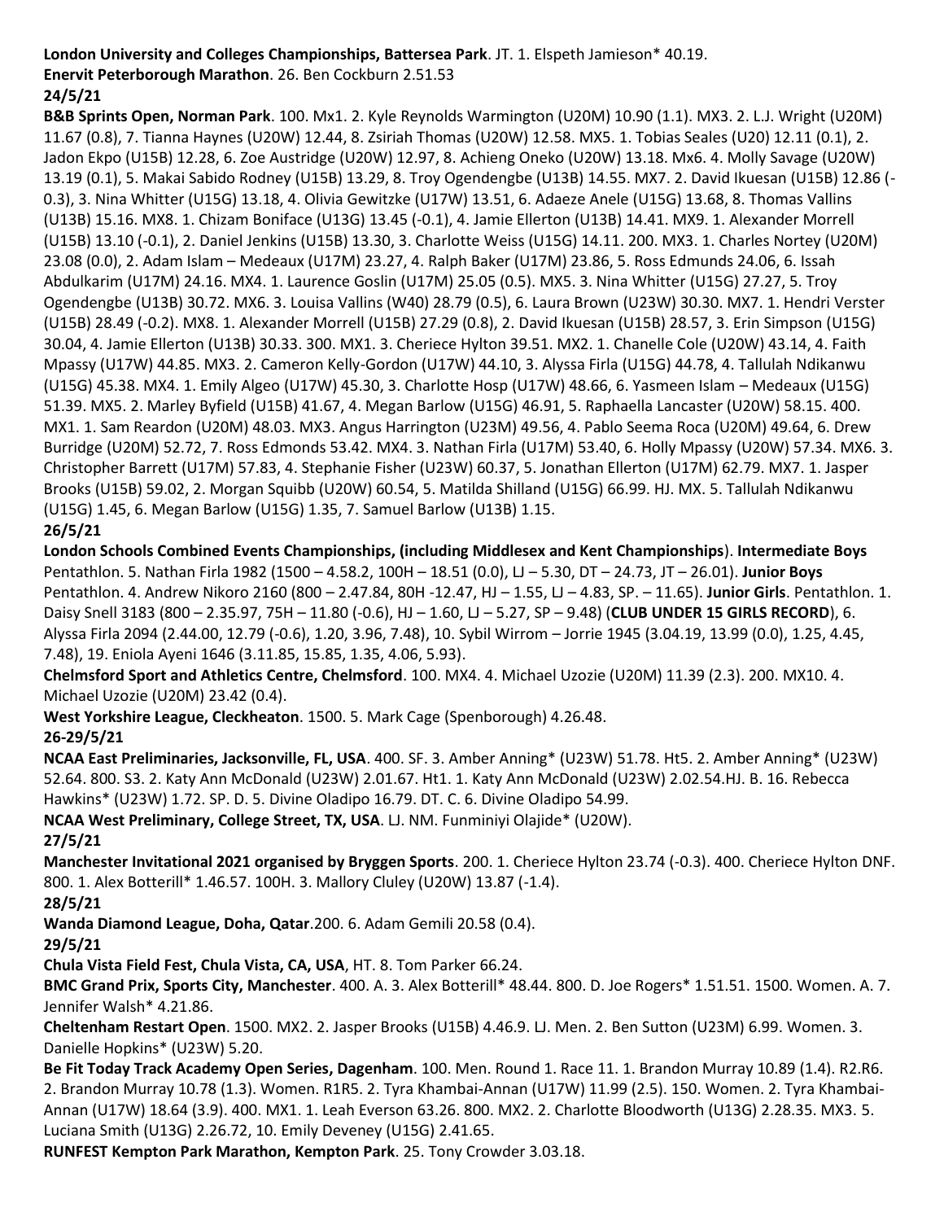**London University and Colleges Championships, Battersea Park**. JT. 1. Elspeth Jamieson* 40.19.

**Enervit Peterborough Marathon**. 26. Ben Cockburn 2.51.53

**24/5/21**

**B&B Sprints Open, Norman Park**. 100. Mx1. 2. Kyle Reynolds Warmington (U20M) 10.90 (1.1). MX3. 2. L.J. Wright (U20M) 11.67 (0.8), 7. Tianna Haynes (U20W) 12.44, 8. Zsiriah Thomas (U20W) 12.58. MX5. 1. Tobias Seales (U20) 12.11 (0.1), 2. Jadon Ekpo (U15B) 12.28, 6. Zoe Austridge (U20W) 12.97, 8. Achieng Oneko (U20W) 13.18. Mx6. 4. Molly Savage (U20W) 13.19 (0.1), 5. Makai Sabido Rodney (U15B) 13.29, 8. Troy Ogendengbe (U13B) 14.55. MX7. 2. David Ikuesan (U15B) 12.86 (-0.3), 3. Nina Whitter (U15G) 13.18, 4. Olivia Gewitzke (U17W) 13.51, 6. Adaeze Anele (U15G) 13.68, 8. Thomas Vallins (U13B) 15.16. MX8. 1. Chizam Boniface (U13G) 13.45 (-0.1), 4. Jamie Ellerton (U13B) 14.41. MX9. 1. Alexander Morrell (U15B) 13.10 (-0.1), 2. Daniel Jenkins (U15B) 13.30, 3. Charlotte Weiss (U15G) 14.11. 200. MX3. 1. Charles Nortey (U20M) 23.08 (0.0), 2. Adam Islam – Medeaux (U17M) 23.27, 4. Ralph Baker (U17M) 23.86, 5. Ross Edmunds 24.06, 6. Issah Abdulkarim (U17M) 24.16. MX4. 1. Laurence Goslin (U17M) 25.05 (0.5). MX5. 3. Nina Whitter (U15G) 27.27, 5. Troy Ogendengbe (U13B) 30.72. MX6. 3. Louisa Vallins (W40) 28.79 (0.5), 6. Laura Brown (U23W) 30.30. MX7. 1. Hendri Verster (U15B) 28.49 (-0.2). MX8. 1. Alexander Morrell (U15B) 27.29 (0.8), 2. David Ikuesan (U15B) 28.57, 3. Erin Simpson (U15G) 30.04, 4. Jamie Ellerton (U13B) 30.33. 300. MX1. 3. Cheriece Hylton 39.51. MX2. 1. Chanelle Cole (U20W) 43.14, 4. Faith Mpassy (U17W) 44.85. MX3. 2. Cameron Kelly-Gordon (U17W) 44.10, 3. Alyssa Firla (U15G) 44.78, 4. Tallulah Ndikanwu (U15G) 45.38. MX4. 1. Emily Algeo (U17W) 45.30, 3. Charlotte Hosp (U17W) 48.66, 6. Yasmeen Islam – Medeaux (U15G) 51.39. MX5. 2. Marley Byfield (U15B) 41.67, 4. Megan Barlow (U15G) 46.91, 5. Raphaella Lancaster (U20W) 58.15. 400. MX1. 1. Sam Reardon (U20M) 48.03. MX3. Angus Harrington (U23M) 49.56, 4. Pablo Seema Roca (U20M) 49.64, 6. Drew Burridge (U20M) 52.72, 7. Ross Edmonds 53.42. MX4. 3. Nathan Firla (U17M) 53.40, 6. Holly Mpassy (U20W) 57.34. MX6. 3. Christopher Barrett (U17M) 57.83, 4. Stephanie Fisher (U23W) 60.37, 5. Jonathan Ellerton (U17M) 62.79. MX7. 1. Jasper Brooks (U15B) 59.02, 2. Morgan Squibb (U20W) 60.54, 5. Matilda Shilland (U15G) 66.99. HJ. MX. 5. Tallulah Ndikanwu (U15G) 1.45, 6. Megan Barlow (U15G) 1.35, 7. Samuel Barlow (U13B) 1.15.

**26/5/21**

**London Schools Combined Events Championships, (including Middlesex and Kent Championships**). **Intermediate Boys** Pentathlon. 5. Nathan Firla 1982 (1500 – 4.58.2, 100H – 18.51 (0.0), LJ – 5.30, DT – 24.73, JT – 26.01). **Junior Boys** Pentathlon. 4. Andrew Nikoro 2160 (800 – 2.47.84, 80H -12.47, HJ – 1.55, LJ – 4.83, SP. – 11.65). **Junior Girls**. Pentathlon. 1. Daisy Snell 3183 (800 – 2.35.97, 75H – 11.80 (-0.6), HJ – 1.60, LJ – 5.27, SP – 9.48) (**CLUB UNDER 15 GIRLS RECORD**), 6. Alyssa Firla 2094 (2.44.00, 12.79 (-0.6), 1.20, 3.96, 7.48), 10. Sybil Wirrom – Jorrie 1945 (3.04.19, 13.99 (0.0), 1.25, 4.45, 7.48), 19. Eniola Ayeni 1646 (3.11.85, 15.85, 1.35, 4.06, 5.93).

**Chelmsford Sport and Athletics Centre, Chelmsford**. 100. MX4. 4. Michael Uzozie (U20M) 11.39 (2.3). 200. MX10. 4. Michael Uzozie (U20M) 23.42 (0.4).

**West Yorkshire League, Cleckheaton**. 1500. 5. Mark Cage (Spenborough) 4.26.48.

**26-29/5/21**

**NCAA East Preliminaries, Jacksonville, FL, USA**. 400. SF. 3. Amber Anning* (U23W) 51.78. Ht5. 2. Amber Anning* (U23W) 52.64. 800. S3. 2. Katy Ann McDonald (U23W) 2.01.67. Ht1. 1. Katy Ann McDonald (U23W) 2.02.54.HJ. B. 16. Rebecca Hawkins* (U23W) 1.72. SP. D. 5. Divine Oladipo 16.79. DT. C. 6. Divine Oladipo 54.99.

**NCAA West Preliminary, College Street, TX, USA**. LJ. NM. Funminiyi Olajide* (U20W).

**27/5/21**

**Manchester Invitational 2021 organised by Bryggen Sports**. 200. 1. Cheriece Hylton 23.74 (-0.3). 400. Cheriece Hylton DNF. 800. 1. Alex Botterill* 1.46.57. 100H. 3. Mallory Cluley (U20W) 13.87 (-1.4).

**28/5/21**

**Wanda Diamond League, Doha, Qatar**.200. 6. Adam Gemili 20.58 (0.4).

**29/5/21**

**Chula Vista Field Fest, Chula Vista, CA, USA**, HT. 8. Tom Parker 66.24.

**BMC Grand Prix, Sports City, Manchester**. 400. A. 3. Alex Botterill* 48.44. 800. D. Joe Rogers* 1.51.51. 1500. Women. A. 7. Jennifer Walsh* 4.21.86.

**Cheltenham Restart Open**. 1500. MX2. 2. Jasper Brooks (U15B) 4.46.9. LJ. Men. 2. Ben Sutton (U23M) 6.99. Women. 3. Danielle Hopkins* (U23W) 5.20.

**Be Fit Today Track Academy Open Series, Dagenham**. 100. Men. Round 1. Race 11. 1. Brandon Murray 10.89 (1.4). R2.R6. 2. Brandon Murray 10.78 (1.3). Women. R1R5. 2. Tyra Khambai-Annan (U17W) 11.99 (2.5). 150. Women. 2. Tyra Khambai-Annan (U17W) 18.64 (3.9). 400. MX1. 1. Leah Everson 63.26. 800. MX2. 2. Charlotte Bloodworth (U13G) 2.28.35. MX3. 5. Luciana Smith (U13G) 2.26.72, 10. Emily Deveney (U15G) 2.41.65.

**RUNFEST Kempton Park Marathon, Kempton Park**. 25. Tony Crowder 3.03.18.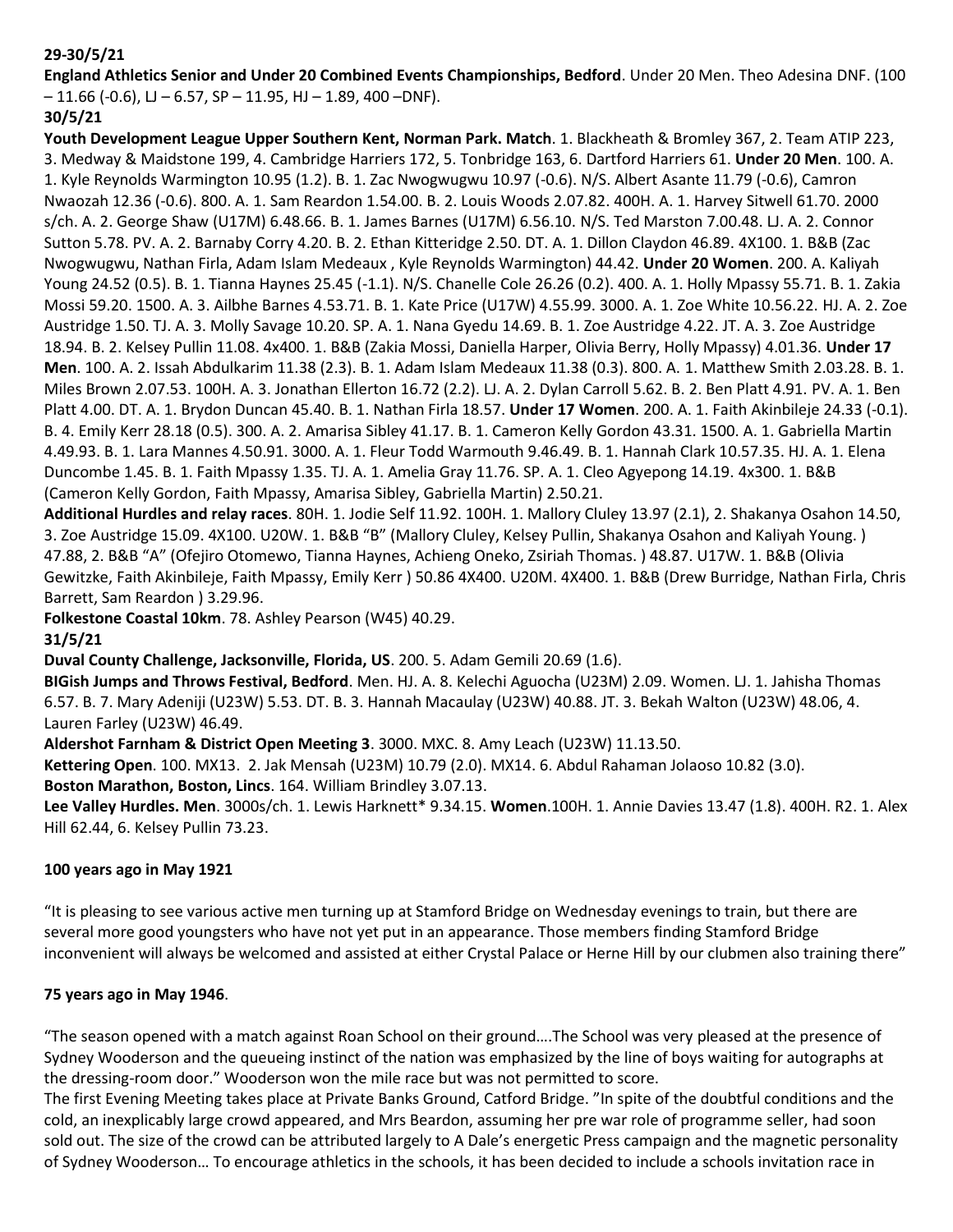**29-30/5/21**

**England Athletics Senior and Under 20 Combined Events Championships, Bedford**. Under 20 Men. Theo Adesina DNF. (100 – 11.66 (-0.6), LJ – 6.57, SP – 11.95, HJ – 1.89, 400 –DNF).

**30/5/21**

**Youth Development League Upper Southern Kent, Norman Park. Match**. 1. Blackheath & Bromley 367, 2. Team ATIP 223, 3. Medway & Maidstone 199, 4. Cambridge Harriers 172, 5. Tonbridge 163, 6. Dartford Harriers 61. **Under 20 Men**. 100. A. 1. Kyle Reynolds Warmington 10.95 (1.2). B. 1. Zac Nwogwugwu 10.97 (-0.6). N/S. Albert Asante 11.79 (-0.6), Camron Nwaozah 12.36 (-0.6). 800. A. 1. Sam Reardon 1.54.00. B. 2. Louis Woods 2.07.82. 400H. A. 1. Harvey Sitwell 61.70. 2000 s/ch. A. 2. George Shaw (U17M) 6.48.66. B. 1. James Barnes (U17M) 6.56.10. N/S. Ted Marston 7.00.48. LJ. A. 2. Connor Sutton 5.78. PV. A. 2. Barnaby Corry 4.20. B. 2. Ethan Kitteridge 2.50. DT. A. 1. Dillon Claydon 46.89. 4X100. 1. B&B (Zac Nwogwugwu, Nathan Firla, Adam Islam Medeaux , Kyle Reynolds Warmington) 44.42. **Under 20 Women**. 200. A. Kaliyah Young 24.52 (0.5). B. 1. Tianna Haynes 25.45 (-1.1). N/S. Chanelle Cole 26.26 (0.2). 400. A. 1. Holly Mpassy 55.71. B. 1. Zakia Mossi 59.20. 1500. A. 3. Ailbhe Barnes 4.53.71. B. 1. Kate Price (U17W) 4.55.99. 3000. A. 1. Zoe White 10.56.22. HJ. A. 2. Zoe Austridge 1.50. TJ. A. 3. Molly Savage 10.20. SP. A. 1. Nana Gyedu 14.69. B. 1. Zoe Austridge 4.22. JT. A. 3. Zoe Austridge 18.94. B. 2. Kelsey Pullin 11.08. 4x400. 1. B&B (Zakia Mossi, Daniella Harper, Olivia Berry, Holly Mpassy) 4.01.36. **Under 17 Men**. 100. A. 2. Issah Abdulkarim 11.38 (2.3). B. 1. Adam Islam Medeaux 11.38 (0.3). 800. A. 1. Matthew Smith 2.03.28. B. 1. Miles Brown 2.07.53. 100H. A. 3. Jonathan Ellerton 16.72 (2.2). LJ. A. 2. Dylan Carroll 5.62. B. 2. Ben Platt 4.91. PV. A. 1. Ben Platt 4.00. DT. A. 1. Brydon Duncan 45.40. B. 1. Nathan Firla 18.57. **Under 17 Women**. 200. A. 1. Faith Akinbileje 24.33 (-0.1). B. 4. Emily Kerr 28.18 (0.5). 300. A. 2. Amarisa Sibley 41.17. B. 1. Cameron Kelly Gordon 43.31. 1500. A. 1. Gabriella Martin 4.49.93. B. 1. Lara Mannes 4.50.91. 3000. A. 1. Fleur Todd Warmouth 9.46.49. B. 1. Hannah Clark 10.57.35. HJ. A. 1. Elena Duncombe 1.45. B. 1. Faith Mpassy 1.35. TJ. A. 1. Amelia Gray 11.76. SP. A. 1. Cleo Agyepong 14.19. 4x300. 1. B&B (Cameron Kelly Gordon, Faith Mpassy, Amarisa Sibley, Gabriella Martin) 2.50.21.

**Additional Hurdles and relay races**. 80H. 1. Jodie Self 11.92. 100H. 1. Mallory Cluley 13.97 (2.1), 2. Shakanya Osahon 14.50, 3. Zoe Austridge 15.09. 4X100. U20W. 1. B&B "B" (Mallory Cluley, Kelsey Pullin, Shakanya Osahon and Kaliyah Young. ) 47.88, 2. B&B "A" (Ofejiro Otomewo, Tianna Haynes, Achieng Oneko, Zsiriah Thomas. ) 48.87. U17W. 1. B&B (Olivia Gewitzke, Faith Akinbileje, Faith Mpassy, Emily Kerr ) 50.86 4X400. U20M. 4X400. 1. B&B (Drew Burridge, Nathan Firla, Chris Barrett, Sam Reardon ) 3.29.96.

**Folkestone Coastal 10km**. 78. Ashley Pearson (W45) 40.29.

**31/5/21**

**Duval County Challenge, Jacksonville, Florida, US**. 200. 5. Adam Gemili 20.69 (1.6).

**BIGish Jumps and Throws Festival, Bedford**. Men. HJ. A. 8. Kelechi Aguocha (U23M) 2.09. Women. LJ. 1. Jahisha Thomas 6.57. B. 7. Mary Adeniji (U23W) 5.53. DT. B. 3. Hannah Macaulay (U23W) 40.88. JT. 3. Bekah Walton (U23W) 48.06, 4. Lauren Farley (U23W) 46.49.

**Aldershot Farnham & District Open Meeting 3**. 3000. MXC. 8. Amy Leach (U23W) 11.13.50.

**Kettering Open**. 100. MX13. 2. Jak Mensah (U23M) 10.79 (2.0). MX14. 6. Abdul Rahaman Jolaoso 10.82 (3.0).

**Boston Marathon, Boston, Lincs**. 164. William Brindley 3.07.13.

**Lee Valley Hurdles. Men**. 3000s/ch. 1. Lewis Harknett* 9.34.15. **Women**.100H. 1. Annie Davies 13.47 (1.8). 400H. R2. 1. Alex Hill 62.44, 6. Kelsey Pullin 73.23.

**100 years ago in May 1921**

"It is pleasing to see various active men turning up at Stamford Bridge on Wednesday evenings to train, but there are several more good youngsters who have not yet put in an appearance. Those members finding Stamford Bridge inconvenient will always be welcomed and assisted at either Crystal Palace or Herne Hill by our clubmen also training there"

**75 years ago in May 1946**.

"The season opened with a match against Roan School on their ground….The School was very pleased at the presence of Sydney Wooderson and the queueing instinct of the nation was emphasized by the line of boys waiting for autographs at the dressing-room door." Wooderson won the mile race but was not permitted to score.

The first Evening Meeting takes place at Private Banks Ground, Catford Bridge. "In spite of the doubtful conditions and the cold, an inexplicably large crowd appeared, and Mrs Beardon, assuming her pre war role of programme seller, had soon sold out. The size of the crowd can be attributed largely to A Dale's energetic Press campaign and the magnetic personality of Sydney Wooderson… To encourage athletics in the schools, it has been decided to include a schools invitation race in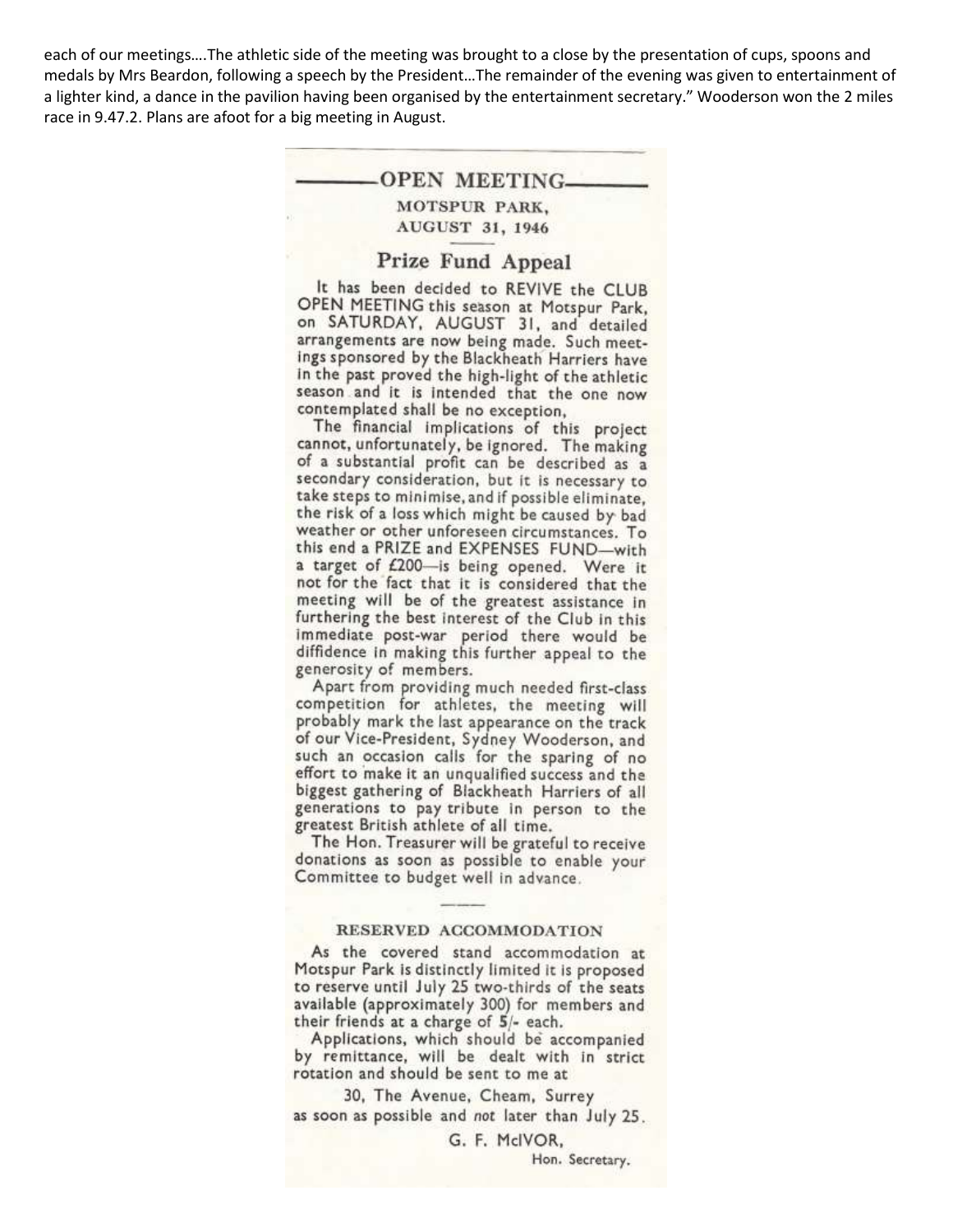each of our meetings….The athletic side of the meeting was brought to a close by the presentation of cups, spoons and medals by Mrs Beardon, following a speech by the President…The remainder of the evening was given to entertainment of a lighter kind, a dance in the pavilion having been organised by the entertainment secretary." Wooderson won the 2 miles race in 9.47.2. Plans are afoot for a big meeting in August.

## OPEN MEETING

**MOTSPUR PARK, AUGUST 31, 1946**

### Prize Fund Appeal

It has been decided to REVIVE the CLUB OPEN MEETING this season at Motspur Park, on SATURDAY, AUGUST 31, and detailed arrangements are now being made. Such meetings sponsored by the Blackheath Harriers have in the past proved the high-light of the athletic season and it is intended that the one now contemplated shall be no exception,

The financial implications of this project cannot, unfortunately, be ignored. The making of a substantial profit can be described as a secondary consideration, but it is necessary to take steps to minimise, and if possible eliminate, the risk of a loss which might be caused by bad weather or other unforeseen circumstances. To this end a PRIZE and EXPENSES FUND—with a target of £200—is being opened. Were it not for the fact that it is considered that the meeting will be of the greatest assistance in furthering the best interest of the Club in this immediate post-war period there would be diffidence in making this further appeal to the generosity of members.

Apart from providing much needed first-class competition for athletes, the meeting will probably mark the last appearance on the track of our Vice-President, Sydney Wooderson, and such an occasion calls for the sparing of no effort to make it an unqualified success and the biggest gathering of Blackheath Harriers of all generations to pay tribute in person to the greatest British athlete of all time.

The Hon. Treasurer will be grateful to receive donations as soon as possible to enable your Committee to budget well in advance.

#### RESERVED ACCOMMODATION

As the covered stand accommodation at Motspur Park is distinctly limited it is proposed to reserve until July 25 two-thirds of the seats available (approximately 300) for members and their friends at a charge of 5/- each.

Applications, which should be accompanied by remittance, will be dealt with in strict rotation and should be sent to me at

30, The Avenue, Cheam, Surrey

as soon as possible and *not* later than July 25.

G. F. McIVOR,
Hon. Secretary.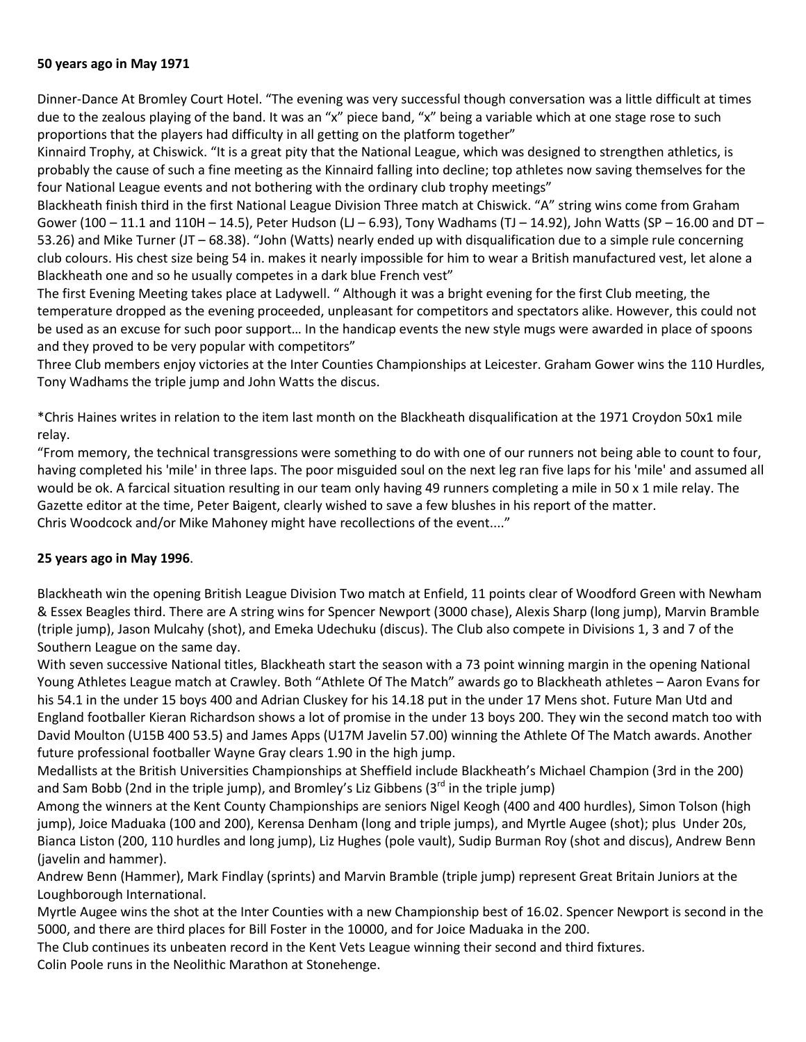**50 years ago in May 1971**

Dinner-Dance At Bromley Court Hotel. "The evening was very successful though conversation was a little difficult at times due to the zealous playing of the band. It was an "x" piece band, "x" being a variable which at one stage rose to such proportions that the players had difficulty in all getting on the platform together"

Kinnaird Trophy, at Chiswick. "It is a great pity that the National League, which was designed to strengthen athletics, is probably the cause of such a fine meeting as the Kinnaird falling into decline; top athletes now saving themselves for the four National League events and not bothering with the ordinary club trophy meetings"

Blackheath finish third in the first National League Division Three match at Chiswick. "A" string wins come from Graham Gower (100 – 11.1 and 110H – 14.5), Peter Hudson (LJ – 6.93), Tony Wadhams (TJ – 14.92), John Watts (SP – 16.00 and DT – 53.26) and Mike Turner (JT – 68.38). "John (Watts) nearly ended up with disqualification due to a simple rule concerning club colours. His chest size being 54 in. makes it nearly impossible for him to wear a British manufactured vest, let alone a Blackheath one and so he usually competes in a dark blue French vest"

The first Evening Meeting takes place at Ladywell. " Although it was a bright evening for the first Club meeting, the temperature dropped as the evening proceeded, unpleasant for competitors and spectators alike. However, this could not be used as an excuse for such poor support… In the handicap events the new style mugs were awarded in place of spoons and they proved to be very popular with competitors"

Three Club members enjoy victories at the Inter Counties Championships at Leicester. Graham Gower wins the 110 Hurdles, Tony Wadhams the triple jump and John Watts the discus.

*Chris Haines writes in relation to the item last month on the Blackheath disqualification at the 1971 Croydon 50x1 mile relay.

"From memory, the technical transgressions were something to do with one of our runners not being able to count to four, having completed his 'mile' in three laps. The poor misguided soul on the next leg ran five laps for his 'mile' and assumed all would be ok. A farcical situation resulting in our team only having 49 runners completing a mile in 50 x 1 mile relay. The Gazette editor at the time, Peter Baigent, clearly wished to save a few blushes in his report of the matter.

Chris Woodcock and/or Mike Mahoney might have recollections of the event...."

**25 years ago in May 1996**.

Blackheath win the opening British League Division Two match at Enfield, 11 points clear of Woodford Green with Newham & Essex Beagles third. There are A string wins for Spencer Newport (3000 chase), Alexis Sharp (long jump), Marvin Bramble (triple jump), Jason Mulcahy (shot), and Emeka Udechuku (discus). The Club also compete in Divisions 1, 3 and 7 of the Southern League on the same day.

With seven successive National titles, Blackheath start the season with a 73 point winning margin in the opening National Young Athletes League match at Crawley. Both "Athlete Of The Match" awards go to Blackheath athletes – Aaron Evans for his 54.1 in the under 15 boys 400 and Adrian Cluskey for his 14.18 put in the under 17 Mens shot. Future Man Utd and England footballer Kieran Richardson shows a lot of promise in the under 13 boys 200. They win the second match too with David Moulton (U15B 400 53.5) and James Apps (U17M Javelin 57.00) winning the Athlete Of The Match awards. Another future professional footballer Wayne Gray clears 1.90 in the high jump.

Medallists at the British Universities Championships at Sheffield include Blackheath's Michael Champion (3rd in the 200) and Sam Bobb (2nd in the triple jump), and Bromley's Liz Gibbens (3rd in the triple jump)

Among the winners at the Kent County Championships are seniors Nigel Keogh (400 and 400 hurdles), Simon Tolson (high jump), Joice Maduaka (100 and 200), Kerensa Denham (long and triple jumps), and Myrtle Augee (shot); plus Under 20s, Bianca Liston (200, 110 hurdles and long jump), Liz Hughes (pole vault), Sudip Burman Roy (shot and discus), Andrew Benn (javelin and hammer).

Andrew Benn (Hammer), Mark Findlay (sprints) and Marvin Bramble (triple jump) represent Great Britain Juniors at the Loughborough International.

Myrtle Augee wins the shot at the Inter Counties with a new Championship best of 16.02. Spencer Newport is second in the 5000, and there are third places for Bill Foster in the 10000, and for Joice Maduaka in the 200.

The Club continues its unbeaten record in the Kent Vets League winning their second and third fixtures.

Colin Poole runs in the Neolithic Marathon at Stonehenge.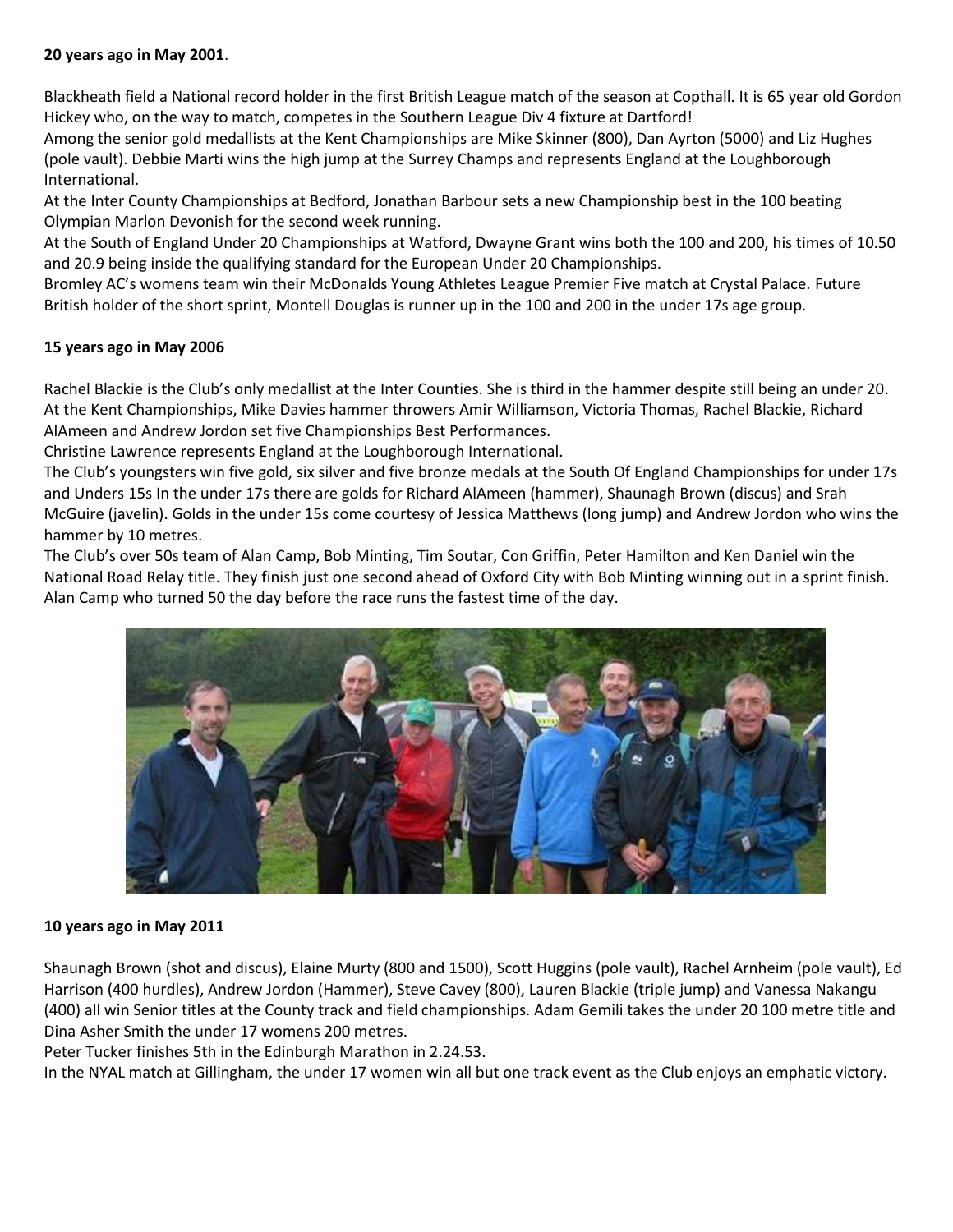**20 years ago in May 2001**.

Blackheath field a National record holder in the first British League match of the season at Copthall. It is 65 year old Gordon Hickey who, on the way to match, competes in the Southern League Div 4 fixture at Dartford!

Among the senior gold medallists at the Kent Championships are Mike Skinner (800), Dan Ayrton (5000) and Liz Hughes (pole vault). Debbie Marti wins the high jump at the Surrey Champs and represents England at the Loughborough International.

At the Inter County Championships at Bedford, Jonathan Barbour sets a new Championship best in the 100 beating Olympian Marlon Devonish for the second week running.

At the South of England Under 20 Championships at Watford, Dwayne Grant wins both the 100 and 200, his times of 10.50 and 20.9 being inside the qualifying standard for the European Under 20 Championships.

Bromley AC's womens team win their McDonalds Young Athletes League Premier Five match at Crystal Palace. Future British holder of the short sprint, Montell Douglas is runner up in the 100 and 200 in the under 17s age group.

**15 years ago in May 2006**

Rachel Blackie is the Club's only medallist at the Inter Counties. She is third in the hammer despite still being an under 20.

At the Kent Championships, Mike Davies hammer throwers Amir Williamson, Victoria Thomas, Rachel Blackie, Richard AlAmeen and Andrew Jordon set five Championships Best Performances.

Christine Lawrence represents England at the Loughborough International.

The Club's youngsters win five gold, six silver and five bronze medals at the South Of England Championships for under 17s and Unders 15s In the under 17s there are golds for Richard AlAmeen (hammer), Shaunagh Brown (discus) and Srah McGuire (javelin). Golds in the under 15s come courtesy of Jessica Matthews (long jump) and Andrew Jordon who wins the hammer by 10 metres.

The Club's over 50s team of Alan Camp, Bob Minting, Tim Soutar, Con Griffin, Peter Hamilton and Ken Daniel win the National Road Relay title. They finish just one second ahead of Oxford City with Bob Minting winning out in a sprint finish. Alan Camp who turned 50 the day before the race runs the fastest time of the day.

**10 years ago in May 2011**

Shaunagh Brown (shot and discus), Elaine Murty (800 and 1500), Scott Huggins (pole vault), Rachel Arnheim (pole vault), Ed Harrison (400 hurdles), Andrew Jordon (Hammer), Steve Cavey (800), Lauren Blackie (triple jump) and Vanessa Nakangu (400) all win Senior titles at the County track and field championships. Adam Gemili takes the under 20 100 metre title and Dina Asher Smith the under 17 womens 200 metres.

Peter Tucker finishes 5th in the Edinburgh Marathon in 2.24.53.

In the NYAL match at Gillingham, the under 17 women win all but one track event as the Club enjoys an emphatic victory.